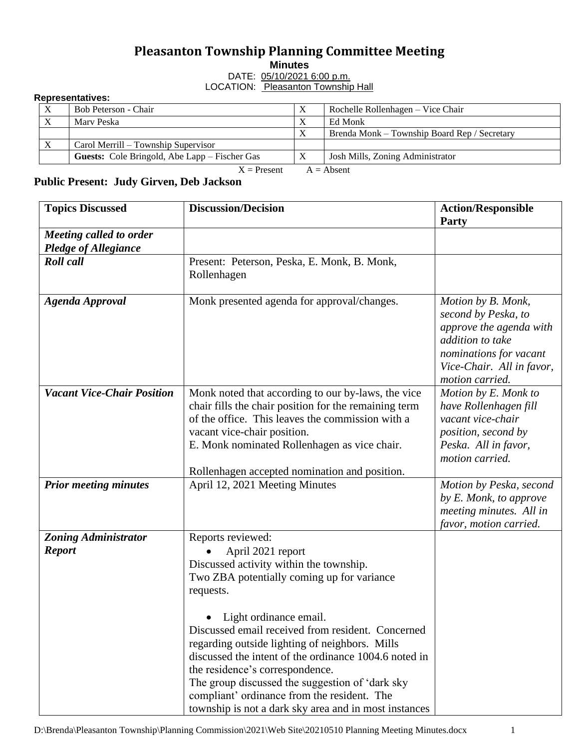# Pleasanton Township Planning Committee Meeting

**Minutes**

DATE: 05/10/2021 6:00 p.m.

LOCATION: Pleasanton Township Hall

**Representatives:**

| | | | |
|---|---|---|---|
| X | Bob Peterson - Chair | X | Rochelle Rollenhagen – Vice Chair |
| X | Marv Peska | X | Ed Monk |
| | | X | Brenda Monk – Township Board Rep / Secretary |
| X | Carol Merrill – Township Supervisor | | |
| | **Guests:** Cole Bringold, Abe Lapp – Fischer Gas | X | Josh Mills, Zoning Administrator |

X = Present A = Absent

**Public Present: Judy Girven, Deb Jackson**

| Topics Discussed | Discussion/Decision | Action/Responsible Party |
|---|---|---|
| ***Meeting called to order Pledge of Allegiance*** | | |
| ***Roll call*** | Present: Peterson, Peska, E. Monk, B. Monk, Rollenhagen | |
| ***Agenda Approval*** | Monk presented agenda for approval/changes. | *Motion by B. Monk, second by Peska, to approve the agenda with addition to take nominations for vacant Vice-Chair. All in favor, motion carried.* |
| ***Vacant Vice-Chair Position*** | Monk noted that according to our by-laws, the vice chair fills the chair position for the remaining term of the office. This leaves the commission with a vacant vice-chair position.<br>E. Monk nominated Rollenhagen as vice chair.<br><br>Rollenhagen accepted nomination and position. | *Motion by E. Monk to have Rollenhagen fill vacant vice-chair position, second by Peska. All in favor, motion carried.* |
| ***Prior meeting minutes*** | April 12, 2021 Meeting Minutes | *Motion by Peska, second by E. Monk, to approve meeting minutes. All in favor, motion carried.* |
| ***Zoning Administrator Report*** | Reports reviewed:<br>• April 2021 report<br>Discussed activity within the township.<br>Two ZBA potentially coming up for variance requests.<br><br>• Light ordinance email.<br>Discussed email received from resident. Concerned regarding outside lighting of neighbors. Mills discussed the intent of the ordinance 1004.6 noted in the residence's correspondence.<br>The group discussed the suggestion of 'dark sky compliant' ordinance from the resident. The township is not a dark sky area and in most instances | |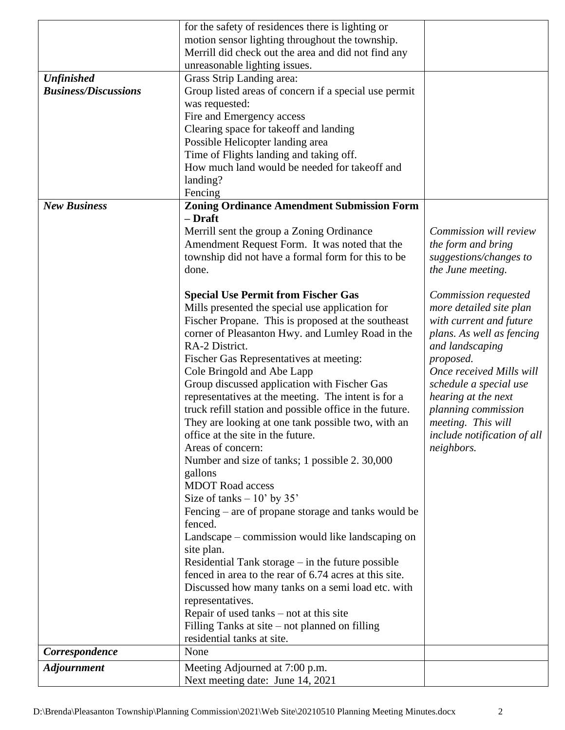| | | |
|---|---|---|
| | for the safety of residences there is lighting or motion sensor lighting throughout the township. Merrill did check out the area and did not find any unreasonable lighting issues. | |
| ***Unfinished Business/Discussions*** | Grass Strip Landing area:<br>Group listed areas of concern if a special use permit was requested:<br>Fire and Emergency access<br>Clearing space for takeoff and landing<br>Possible Helicopter landing area<br>Time of Flights landing and taking off.<br>How much land would be needed for takeoff and landing?<br>Fencing | |
| ***New Business*** | **Zoning Ordinance Amendment Submission Form – Draft**<br>Merrill sent the group a Zoning Ordinance Amendment Request Form. It was noted that the township did not have a formal form for this to be done.<br><br>**Special Use Permit from Fischer Gas**<br>Mills presented the special use application for Fischer Propane. This is proposed at the southeast corner of Pleasanton Hwy. and Lumley Road in the RA-2 District.<br>Fischer Gas Representatives at meeting:<br>Cole Bringold and Abe Lapp<br>Group discussed application with Fischer Gas representatives at the meeting. The intent is for a truck refill station and possible office in the future. They are looking at one tank possible two, with an office at the site in the future.<br>Areas of concern:<br>Number and size of tanks; 1 possible 2. 30,000 gallons<br>MDOT Road access<br>Size of tanks – 10' by 35'<br>Fencing – are of propane storage and tanks would be fenced.<br>Landscape – commission would like landscaping on site plan.<br>Residential Tank storage – in the future possible fenced in area to the rear of 6.74 acres at this site.<br>Discussed how many tanks on a semi load etc. with representatives.<br>Repair of used tanks – not at this site<br>Filling Tanks at site – not planned on filling residential tanks at site. | *Commission will review the form and bring suggestions/changes to the June meeting.*<br><br>*Commission requested more detailed site plan with current and future plans. As well as fencing and landscaping proposed.*<br>*Once received Mills will schedule a special use hearing at the next planning commission meeting. This will include notification of all neighbors.* |
| ***Correspondence*** | None | |
| ***Adjournment*** | Meeting Adjourned at 7:00 p.m.<br>Next meeting date: June 14, 2021 | |